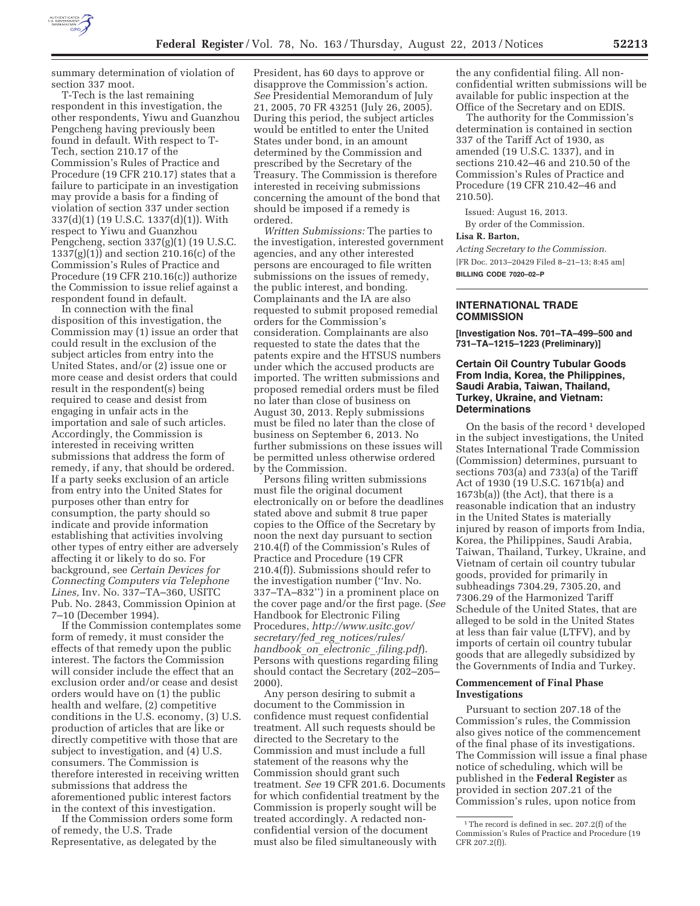summary determination of violation of section 337 moot.

T-Tech is the last remaining respondent in this investigation, the other respondents, Yiwu and Guanzhou Pengcheng having previously been found in default. With respect to T-Tech, section 210.17 of the Commission's Rules of Practice and Procedure (19 CFR 210.17) states that a failure to participate in an investigation may provide a basis for a finding of violation of section 337 under section 337(d)(1) (19 U.S.C. 1337(d)(1)). With respect to Yiwu and Guanzhou Pengcheng, section 337(g)(1) (19 U.S.C. 1337(g)(1)) and section 210.16(c) of the Commission's Rules of Practice and Procedure (19 CFR 210.16(c)) authorize the Commission to issue relief against a respondent found in default.

In connection with the final disposition of this investigation, the Commission may (1) issue an order that could result in the exclusion of the subject articles from entry into the United States, and/or (2) issue one or more cease and desist orders that could result in the respondent(s) being required to cease and desist from engaging in unfair acts in the importation and sale of such articles. Accordingly, the Commission is interested in receiving written submissions that address the form of remedy, if any, that should be ordered. If a party seeks exclusion of an article from entry into the United States for purposes other than entry for consumption, the party should so indicate and provide information establishing that activities involving other types of entry either are adversely affecting it or likely to do so. For background, see *Certain Devices for Connecting Computers via Telephone Lines,* Inv. No. 337–TA–360, USITC Pub. No. 2843, Commission Opinion at 7–10 (December 1994).

If the Commission contemplates some form of remedy, it must consider the effects of that remedy upon the public interest. The factors the Commission will consider include the effect that an exclusion order and/or cease and desist orders would have on (1) the public health and welfare, (2) competitive conditions in the U.S. economy, (3) U.S. production of articles that are like or directly competitive with those that are subject to investigation, and (4) U.S. consumers. The Commission is therefore interested in receiving written submissions that address the aforementioned public interest factors in the context of this investigation.

If the Commission orders some form of remedy, the U.S. Trade Representative, as delegated by the President, has 60 days to approve or disapprove the Commission's action. *See* Presidential Memorandum of July 21, 2005, 70 FR 43251 (July 26, 2005). During this period, the subject articles would be entitled to enter the United States under bond, in an amount determined by the Commission and prescribed by the Secretary of the Treasury. The Commission is therefore interested in receiving submissions concerning the amount of the bond that should be imposed if a remedy is ordered.

*Written Submissions:* The parties to the investigation, interested government agencies, and any other interested persons are encouraged to file written submissions on the issues of remedy, the public interest, and bonding. Complainants and the IA are also requested to submit proposed remedial orders for the Commission's consideration. Complainants are also requested to state the dates that the patents expire and the HTSUS numbers under which the accused products are imported. The written submissions and proposed remedial orders must be filed no later than close of business on August 30, 2013. Reply submissions must be filed no later than the close of business on September 6, 2013. No further submissions on these issues will be permitted unless otherwise ordered by the Commission.

Persons filing written submissions must file the original document electronically on or before the deadlines stated above and submit 8 true paper copies to the Office of the Secretary by noon the next day pursuant to section 210.4(f) of the Commission's Rules of Practice and Procedure (19 CFR 210.4(f)). Submissions should refer to the investigation number (''Inv. No. 337–TA–832'') in a prominent place on the cover page and/or the first page. (*See* Handbook for Electronic Filing Procedures, *http://www.usitc.gov/secretary/fed_reg_notices/rules/handbook_on_electronic_filing.pdf*). Persons with questions regarding filing should contact the Secretary (202–205–2000).

Any person desiring to submit a document to the Commission in confidence must request confidential treatment. All such requests should be directed to the Secretary to the Commission and must include a full statement of the reasons why the Commission should grant such treatment. *See* 19 CFR 201.6. Documents for which confidential treatment by the Commission is properly sought will be treated accordingly. A redacted non-confidential version of the document must also be filed simultaneously with the any confidential filing. All non-confidential written submissions will be available for public inspection at the Office of the Secretary and on EDIS.

The authority for the Commission's determination is contained in section 337 of the Tariff Act of 1930, as amended (19 U.S.C. 1337), and in sections 210.42–46 and 210.50 of the Commission's Rules of Practice and Procedure (19 CFR 210.42–46 and 210.50).

Issued: August 16, 2013.

By order of the Commission.

**Lisa R. Barton,**

*Acting Secretary to the Commission.*

[FR Doc. 2013–20429 Filed 8–21–13; 8:45 am]

**BILLING CODE 7020–02–P**

---

## INTERNATIONAL TRADE COMMISSION

**[Investigation Nos. 701–TA–499–500 and 731–TA–1215–1223 (Preliminary)]**

### Certain Oil Country Tubular Goods From India, Korea, the Philippines, Saudi Arabia, Taiwan, Thailand, Turkey, Ukraine, and Vietnam: Determinations

On the basis of the record [1] developed in the subject investigations, the United States International Trade Commission (Commission) determines, pursuant to sections 703(a) and 733(a) of the Tariff Act of 1930 (19 U.S.C. 1671b(a) and 1673b(a)) (the Act), that there is a reasonable indication that an industry in the United States is materially injured by reason of imports from India, Korea, the Philippines, Saudi Arabia, Taiwan, Thailand, Turkey, Ukraine, and Vietnam of certain oil country tubular goods, provided for primarily in subheadings 7304.29, 7305.20, and 7306.29 of the Harmonized Tariff Schedule of the United States, that are alleged to be sold in the United States at less than fair value (LTFV), and by imports of certain oil country tubular goods that are allegedly subsidized by the Governments of India and Turkey.

#### Commencement of Final Phase Investigations

Pursuant to section 207.18 of the Commission's rules, the Commission also gives notice of the commencement of the final phase of its investigations. The Commission will issue a final phase notice of scheduling, which will be published in the **Federal Register** as provided in section 207.21 of the Commission's rules, upon notice from

[1] The record is defined in sec. 207.2(f) of the Commission's Rules of Practice and Procedure (19 CFR 207.2(f)).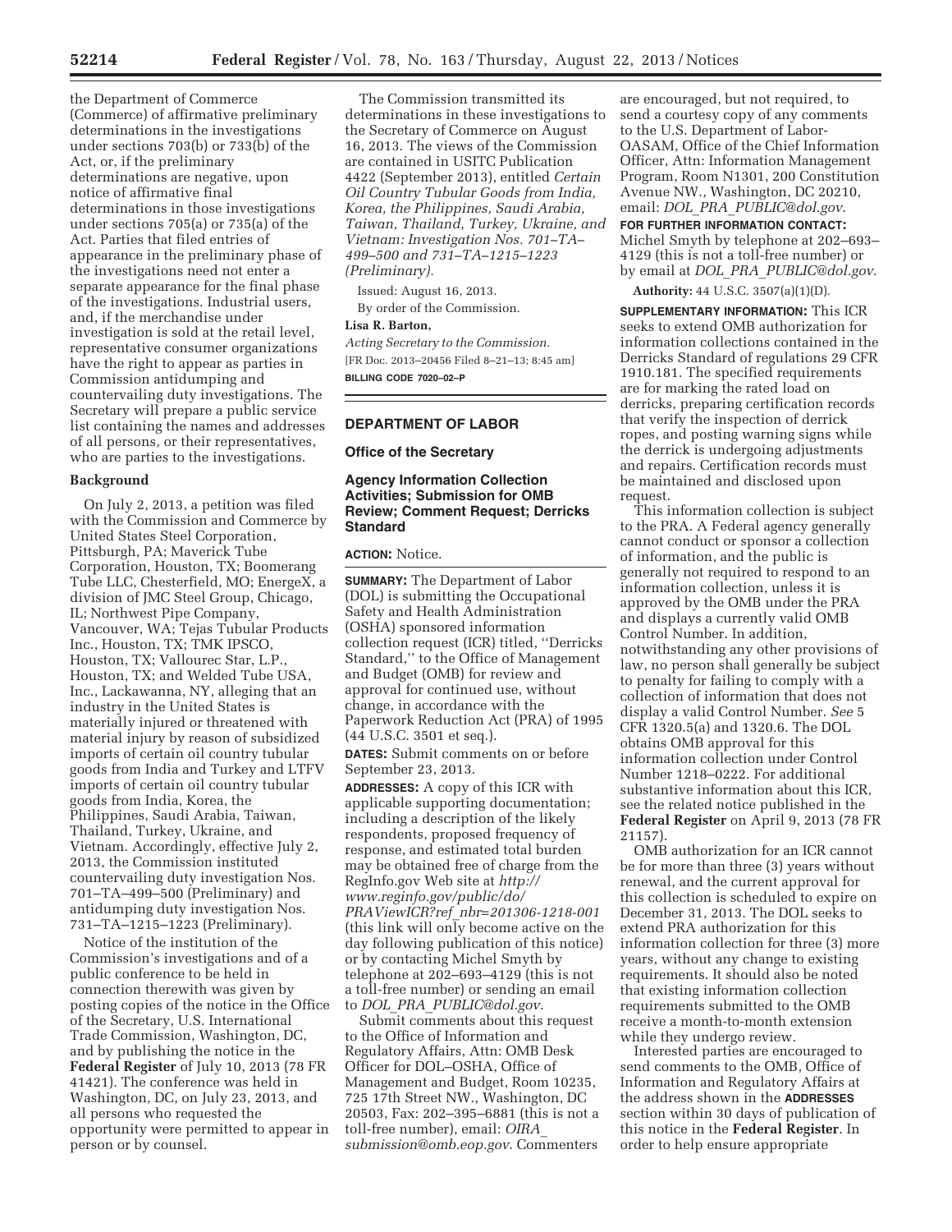the Department of Commerce (Commerce) of affirmative preliminary determinations in the investigations under sections 703(b) or 733(b) of the Act, or, if the preliminary determinations are negative, upon notice of affirmative final determinations in those investigations under sections 705(a) or 735(a) of the Act. Parties that filed entries of appearance in the preliminary phase of the investigations need not enter a separate appearance for the final phase of the investigations. Industrial users, and, if the merchandise under investigation is sold at the retail level, representative consumer organizations have the right to appear as parties in Commission antidumping and countervailing duty investigations. The Secretary will prepare a public service list containing the names and addresses of all persons, or their representatives, who are parties to the investigations.

**Background**

On July 2, 2013, a petition was filed with the Commission and Commerce by United States Steel Corporation, Pittsburgh, PA; Maverick Tube Corporation, Houston, TX; Boomerang Tube LLC, Chesterfield, MO; EnergeX, a division of JMC Steel Group, Chicago, IL; Northwest Pipe Company, Vancouver, WA; Tejas Tubular Products Inc., Houston, TX; TMK IPSCO, Houston, TX; Vallourec Star, L.P., Houston, TX; and Welded Tube USA, Inc., Lackawanna, NY, alleging that an industry in the United States is materially injured or threatened with material injury by reason of subsidized imports of certain oil country tubular goods from India and Turkey and LTFV imports of certain oil country tubular goods from India, Korea, the Philippines, Saudi Arabia, Taiwan, Thailand, Turkey, Ukraine, and Vietnam. Accordingly, effective July 2, 2013, the Commission instituted countervailing duty investigation Nos. 701–TA–499–500 (Preliminary) and antidumping duty investigation Nos. 731–TA–1215–1223 (Preliminary).

Notice of the institution of the Commission's investigations and of a public conference to be held in connection therewith was given by posting copies of the notice in the Office of the Secretary, U.S. International Trade Commission, Washington, DC, and by publishing the notice in the **Federal Register** of July 10, 2013 (78 FR 41421). The conference was held in Washington, DC, on July 23, 2013, and all persons who requested the opportunity were permitted to appear in person or by counsel.

The Commission transmitted its determinations in these investigations to the Secretary of Commerce on August 16, 2013. The views of the Commission are contained in USITC Publication 4422 (September 2013), entitled *Certain Oil Country Tubular Goods from India, Korea, the Philippines, Saudi Arabia, Taiwan, Thailand, Turkey, Ukraine, and Vietnam: Investigation Nos. 701–TA–499–500 and 731–TA–1215–1223 (Preliminary).*

Issued: August 16, 2013.

By order of the Commission.

**Lisa R. Barton,**

*Acting Secretary to the Commission.*

[FR Doc. 2013–20456 Filed 8–21–13; 8:45 am]

**BILLING CODE 7020–02–P**

## DEPARTMENT OF LABOR

### Office of the Secretary

### Agency Information Collection Activities; Submission for OMB Review; Comment Request; Derricks Standard

**ACTION:** Notice.

**SUMMARY:** The Department of Labor (DOL) is submitting the Occupational Safety and Health Administration (OSHA) sponsored information collection request (ICR) titled, ''Derricks Standard,'' to the Office of Management and Budget (OMB) for review and approval for continued use, without change, in accordance with the Paperwork Reduction Act (PRA) of 1995 (44 U.S.C. 3501 et seq.).

**DATES:** Submit comments on or before September 23, 2013.

**ADDRESSES:** A copy of this ICR with applicable supporting documentation; including a description of the likely respondents, proposed frequency of response, and estimated total burden may be obtained free of charge from the RegInfo.gov Web site at *http://www.reginfo.gov/public/do/PRAViewICR?ref_nbr=201306-1218-001* (this link will only become active on the day following publication of this notice) or by contacting Michel Smyth by telephone at 202–693–4129 (this is not a toll-free number) or sending an email to *DOL_PRA_PUBLIC@dol.gov*.

Submit comments about this request to the Office of Information and Regulatory Affairs, Attn: OMB Desk Officer for DOL–OSHA, Office of Management and Budget, Room 10235, 725 17th Street NW., Washington, DC 20503, Fax: 202–395–6881 (this is not a toll-free number), email: *OIRA_submission@omb.eop.gov*. Commenters are encouraged, but not required, to send a courtesy copy of any comments to the U.S. Department of Labor-OASAM, Office of the Chief Information Officer, Attn: Information Management Program, Room N1301, 200 Constitution Avenue NW., Washington, DC 20210, email: *DOL_PRA_PUBLIC@dol.gov*.

**FOR FURTHER INFORMATION CONTACT:** Michel Smyth by telephone at 202–693–4129 (this is not a toll-free number) or by email at *DOL_PRA_PUBLIC@dol.gov*.

**Authority:** 44 U.S.C. 3507(a)(1)(D).

**SUPPLEMENTARY INFORMATION:** This ICR seeks to extend OMB authorization for information collections contained in the Derricks Standard of regulations 29 CFR 1910.181. The specified requirements are for marking the rated load on derricks, preparing certification records that verify the inspection of derrick ropes, and posting warning signs while the derrick is undergoing adjustments and repairs. Certification records must be maintained and disclosed upon request.

This information collection is subject to the PRA. A Federal agency generally cannot conduct or sponsor a collection of information, and the public is generally not required to respond to an information collection, unless it is approved by the OMB under the PRA and displays a currently valid OMB Control Number. In addition, notwithstanding any other provisions of law, no person shall generally be subject to penalty for failing to comply with a collection of information that does not display a valid Control Number. *See* 5 CFR 1320.5(a) and 1320.6. The DOL obtains OMB approval for this information collection under Control Number 1218–0222. For additional substantive information about this ICR, see the related notice published in the **Federal Register** on April 9, 2013 (78 FR 21157).

OMB authorization for an ICR cannot be for more than three (3) years without renewal, and the current approval for this collection is scheduled to expire on December 31, 2013. The DOL seeks to extend PRA authorization for this information collection for three (3) more years, without any change to existing requirements. It should also be noted that existing information collection requirements submitted to the OMB receive a month-to-month extension while they undergo review.

Interested parties are encouraged to send comments to the OMB, Office of Information and Regulatory Affairs at the address shown in the **ADDRESSES** section within 30 days of publication of this notice in the **Federal Register**. In order to help ensure appropriate